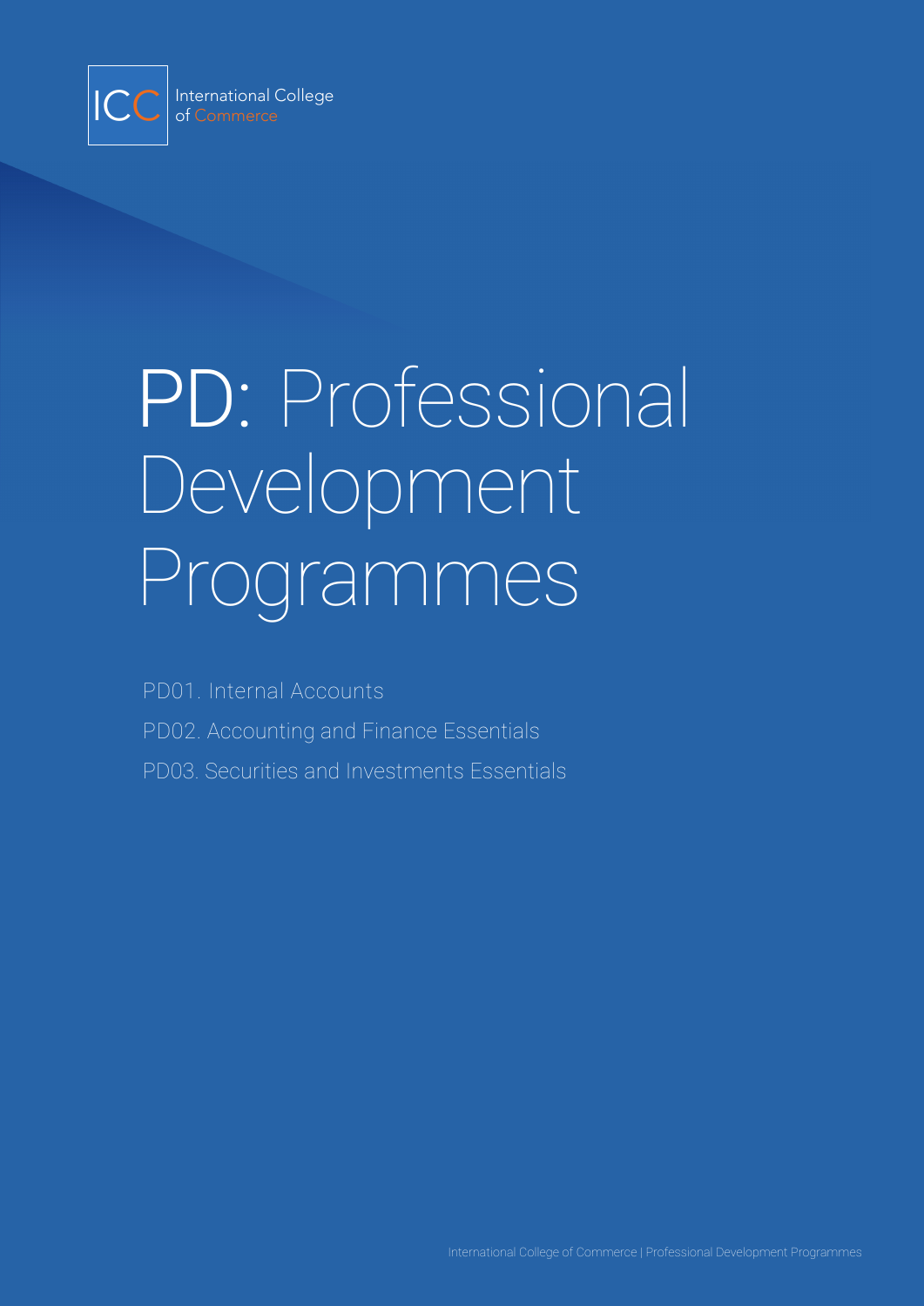ICC International College of Commerce

# PD: Professional Development Programmes

PD01. Internal Accounts

PD02. Accounting and Finance Essentials

PD03. Securities and Investments Essentials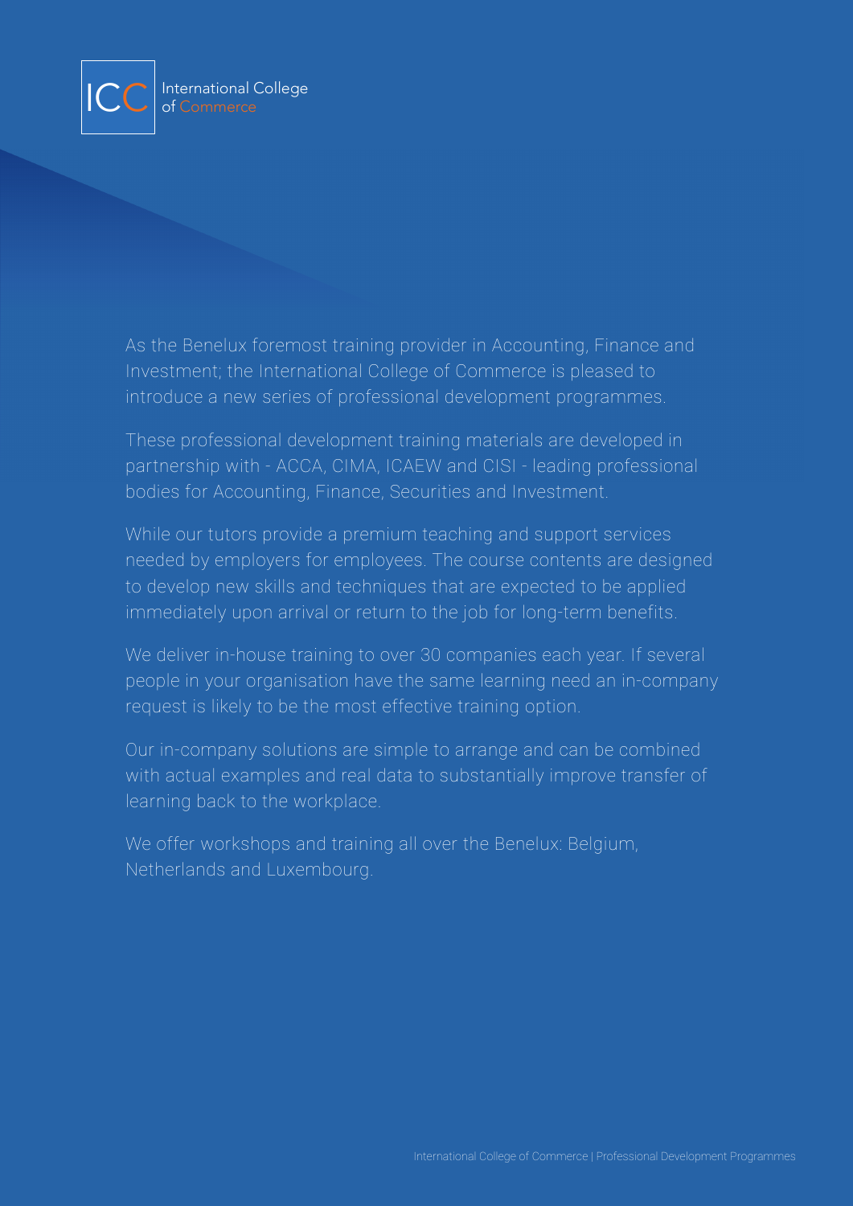ICC International College of Commerce

As the Benelux foremost training provider in Accounting, Finance and Investment; the International College of Commerce is pleased to introduce a new series of professional development programmes.

These professional development training materials are developed in partnership with - ACCA, CIMA, ICAEW and CISI - leading professional bodies for Accounting, Finance, Securities and Investment.

While our tutors provide a premium teaching and support services needed by employers for employees. The course contents are designed to develop new skills and techniques that are expected to be applied immediately upon arrival or return to the job for long-term benefits.

We deliver in-house training to over 30 companies each year. If several people in your organisation have the same learning need an in-company request is likely to be the most effective training option.

Our in-company solutions are simple to arrange and can be combined with actual examples and real data to substantially improve transfer of learning back to the workplace.

We offer workshops and training all over the Benelux: Belgium, Netherlands and Luxembourg.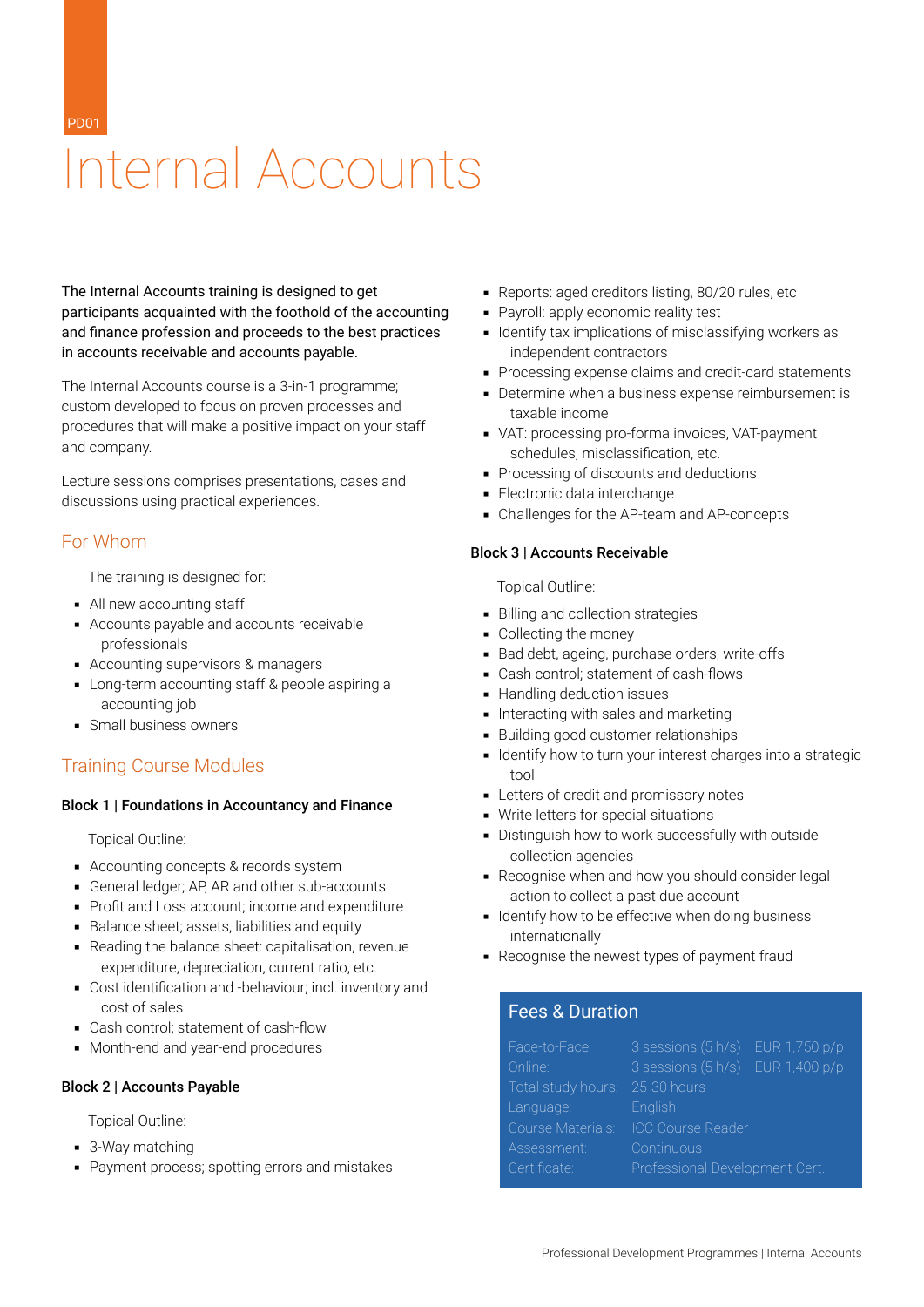PD01

# Internal Accounts

**The Internal Accounts training is designed to get participants acquainted with the foothold of the accounting and finance profession and proceeds to the best practices in accounts receivable and accounts payable.**

The Internal Accounts course is a 3-in-1 programme; custom developed to focus on proven processes and procedures that will make a positive impact on your staff and company.

Lecture sessions comprises presentations, cases and discussions using practical experiences.

## For Whom

The training is designed for:

- All new accounting staff
- Accounts payable and accounts receivable professionals
- Accounting supervisors & managers
- Long-term accounting staff & people aspiring a accounting job
- Small business owners

## Training Course Modules

### Block 1 | Foundations in Accountancy and Finance

Topical Outline:

- Accounting concepts & records system
- General ledger; AP, AR and other sub-accounts
- Profit and Loss account; income and expenditure
- Balance sheet; assets, liabilities and equity
- Reading the balance sheet: capitalisation, revenue expenditure, depreciation, current ratio, etc.
- Cost identification and -behaviour; incl. inventory and cost of sales
- Cash control; statement of cash-flow
- Month-end and year-end procedures

### Block 2 | Accounts Payable

Topical Outline:

- 3-Way matching
- Payment process; spotting errors and mistakes
- Reports: aged creditors listing, 80/20 rules, etc
- Payroll: apply economic reality test
- Identify tax implications of misclassifying workers as independent contractors
- Processing expense claims and credit-card statements
- Determine when a business expense reimbursement is taxable income
- VAT: processing pro-forma invoices, VAT-payment schedules, misclassification, etc.
- Processing of discounts and deductions
- Electronic data interchange
- Challenges for the AP-team and AP-concepts

### Block 3 | Accounts Receivable

Topical Outline:

- Billing and collection strategies
- Collecting the money
- Bad debt, ageing, purchase orders, write-offs
- Cash control; statement of cash-flows
- Handling deduction issues
- Interacting with sales and marketing
- Building good customer relationships
- Identify how to turn your interest charges into a strategic tool
- Letters of credit and promissory notes
- Write letters for special situations
- Distinguish how to work successfully with outside collection agencies
- Recognise when and how you should consider legal action to collect a past due account
- Identify how to be effective when doing business internationally
- Recognise the newest types of payment fraud

## Fees & Duration

| | | |
|---|---|---|
| Face-to-Face: | 3 sessions (5 h/s) | EUR 1,750 p/p |
| Online: | 3 sessions (5 h/s) | EUR 1,400 p/p |
| Total study hours: | 25-30 hours | |
| Language: | English | |
| Course Materials: | ICC Course Reader | |
| Assessment: | Continuous | |
| Certificate: | Professional Development Cert. | |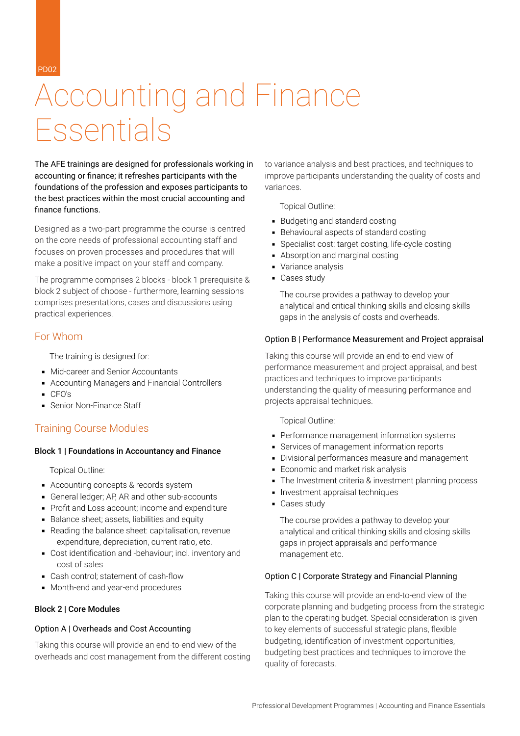PD02

# Accounting and Finance Essentials

The AFE trainings are designed for professionals working in accounting or finance; it refreshes participants with the foundations of the profession and exposes participants to the best practices within the most crucial accounting and finance functions.

Designed as a two-part programme the course is centred on the core needs of professional accounting staff and focuses on proven processes and procedures that will make a positive impact on your staff and company.

The programme comprises 2 blocks - block 1 prerequisite & block 2 subject of choose - furthermore, learning sessions comprises presentations, cases and discussions using practical experiences.

## For Whom

The training is designed for:

- Mid-career and Senior Accountants
- Accounting Managers and Financial Controllers
- CFO's
- Senior Non-Finance Staff

## Training Course Modules

### Block 1 | Foundations in Accountancy and Finance

Topical Outline:

- Accounting concepts & records system
- General ledger; AP, AR and other sub-accounts
- Profit and Loss account; income and expenditure
- Balance sheet; assets, liabilities and equity
- Reading the balance sheet: capitalisation, revenue expenditure, depreciation, current ratio, etc.
- Cost identification and -behaviour; incl. inventory and cost of sales
- Cash control; statement of cash-flow
- Month-end and year-end procedures

### Block 2 | Core Modules

#### Option A | Overheads and Cost Accounting

Taking this course will provide an end-to-end view of the overheads and cost management from the different costing to variance analysis and best practices, and techniques to improve participants understanding the quality of costs and variances.

Topical Outline:

- Budgeting and standard costing
- Behavioural aspects of standard costing
- Specialist cost: target costing, life-cycle costing
- Absorption and marginal costing
- Variance analysis
- Cases study

The course provides a pathway to develop your analytical and critical thinking skills and closing skills gaps in the analysis of costs and overheads.

#### Option B | Performance Measurement and Project appraisal

Taking this course will provide an end-to-end view of performance measurement and project appraisal, and best practices and techniques to improve participants understanding the quality of measuring performance and projects appraisal techniques.

Topical Outline:

- Performance management information systems
- Services of management information reports
- Divisional performances measure and management
- Economic and market risk analysis
- The Investment criteria & investment planning process
- Investment appraisal techniques
- Cases study

The course provides a pathway to develop your analytical and critical thinking skills and closing skills gaps in project appraisals and performance management etc.

#### Option C | Corporate Strategy and Financial Planning

Taking this course will provide an end-to-end view of the corporate planning and budgeting process from the strategic plan to the operating budget. Special consideration is given to key elements of successful strategic plans, flexible budgeting, identification of investment opportunities, budgeting best practices and techniques to improve the quality of forecasts.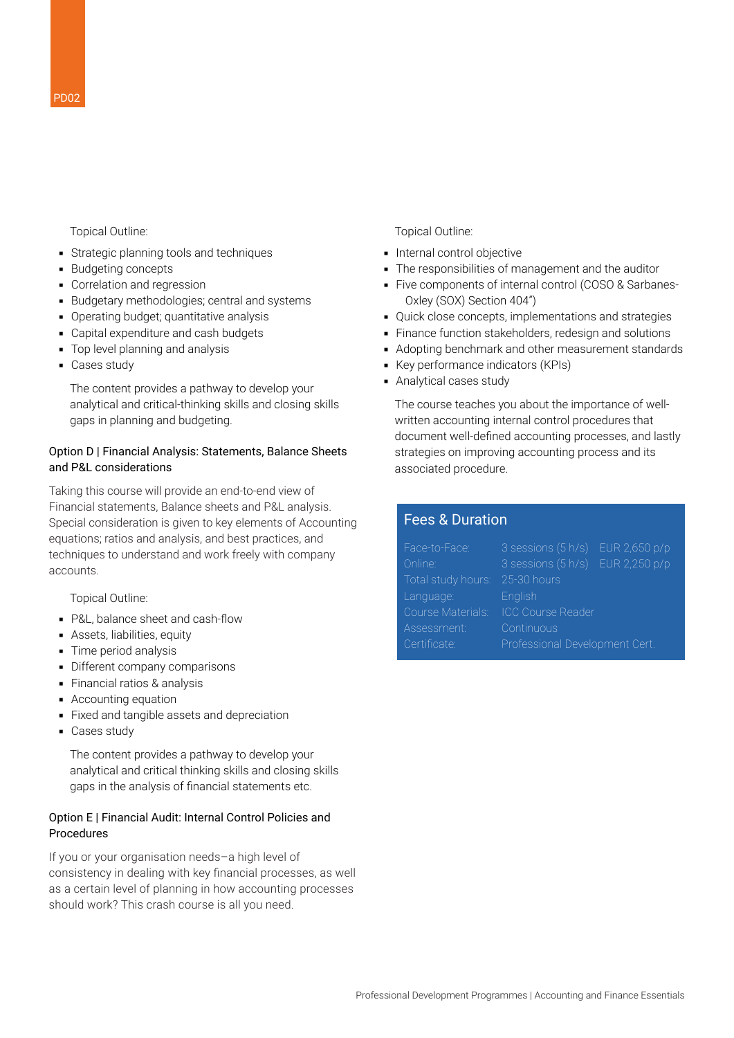Topical Outline:

- Strategic planning tools and techniques
- Budgeting concepts
- Correlation and regression
- Budgetary methodologies; central and systems
- Operating budget; quantitative analysis
- Capital expenditure and cash budgets
- Top level planning and analysis
- Cases study

The content provides a pathway to develop your analytical and critical-thinking skills and closing skills gaps in planning and budgeting.

### Option D | Financial Analysis: Statements, Balance Sheets and P&L considerations

Taking this course will provide an end-to-end view of Financial statements, Balance sheets and P&L analysis. Special consideration is given to key elements of Accounting equations; ratios and analysis, and best practices, and techniques to understand and work freely with company accounts.

Topical Outline:

- P&L, balance sheet and cash-flow
- Assets, liabilities, equity
- Time period analysis
- Different company comparisons
- Financial ratios & analysis
- Accounting equation
- Fixed and tangible assets and depreciation
- Cases study

The content provides a pathway to develop your analytical and critical thinking skills and closing skills gaps in the analysis of financial statements etc.

### Option E | Financial Audit: Internal Control Policies and Procedures

If you or your organisation needs–a high level of consistency in dealing with key financial processes, as well as a certain level of planning in how accounting processes should work? This crash course is all you need.

Topical Outline:

- Internal control objective
- The responsibilities of management and the auditor
- Five components of internal control (COSO & Sarbanes-Oxley (SOX) Section 404")
- Quick close concepts, implementations and strategies
- Finance function stakeholders, redesign and solutions
- Adopting benchmark and other measurement standards
- Key performance indicators (KPIs)
- Analytical cases study

The course teaches you about the importance of well-written accounting internal control procedures that document well-defined accounting processes, and lastly strategies on improving accounting process and its associated procedure.

## Fees & Duration

| | | |
|---|---|---|
| Face-to-Face: | 3 sessions (5 h/s) | EUR 2,650 p/p |
| Online: | 3 sessions (5 h/s) | EUR 2,250 p/p |
| Total study hours: | 25-30 hours | |
| Language: | English | |
| Course Materials: | ICC Course Reader | |
| Assessment: | Continuous | |
| Certificate: | Professional Development Cert. | |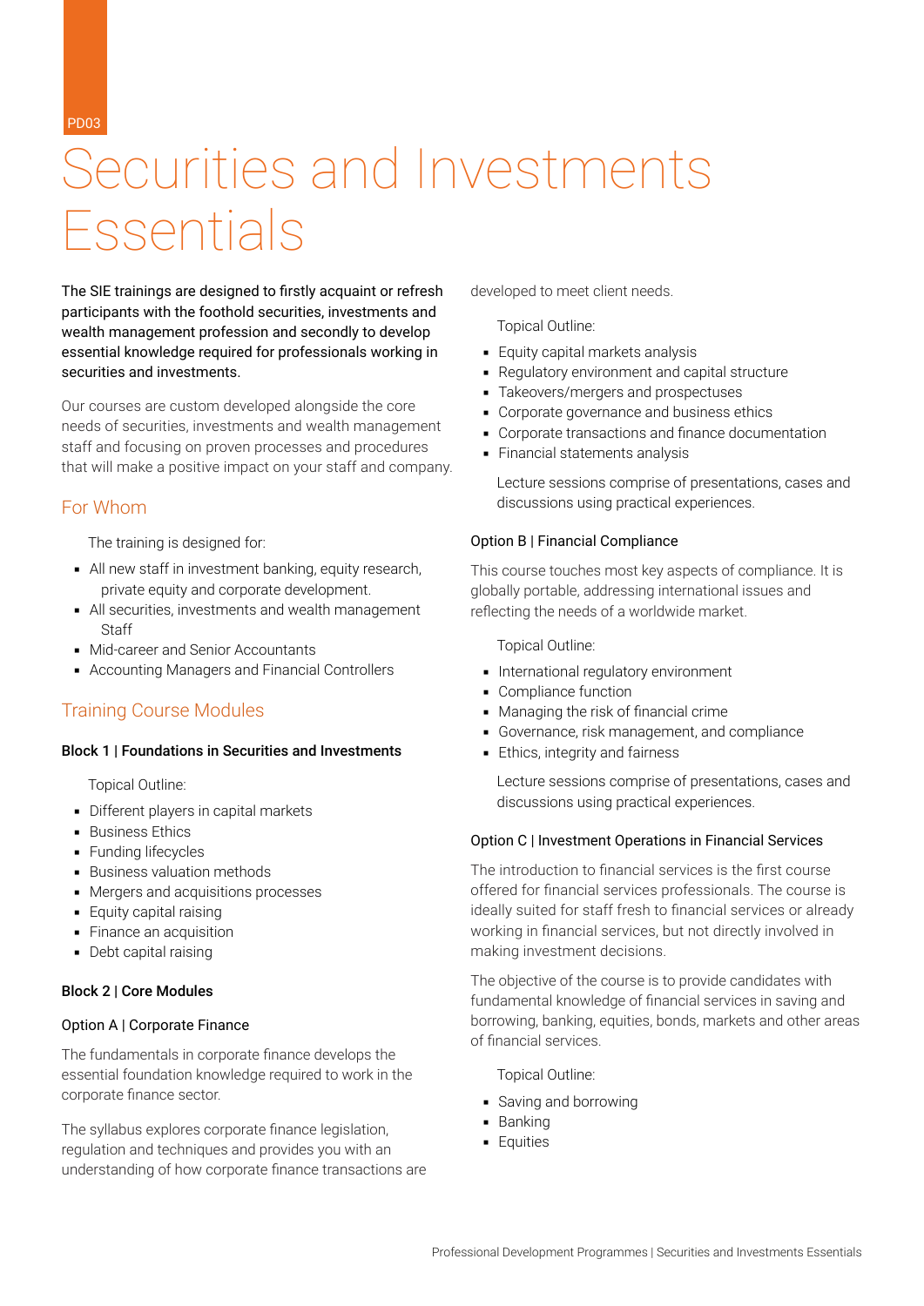PD03

# Securities and Investments Essentials

The SIE trainings are designed to firstly acquaint or refresh participants with the foothold securities, investments and wealth management profession and secondly to develop essential knowledge required for professionals working in securities and investments.

Our courses are custom developed alongside the core needs of securities, investments and wealth management staff and focusing on proven processes and procedures that will make a positive impact on your staff and company.

## For Whom

The training is designed for:

- All new staff in investment banking, equity research, private equity and corporate development.
- All securities, investments and wealth management Staff
- Mid-career and Senior Accountants
- Accounting Managers and Financial Controllers

## Training Course Modules

### Block 1 | Foundations in Securities and Investments

Topical Outline:

- Different players in capital markets
- Business Ethics
- Funding lifecycles
- Business valuation methods
- Mergers and acquisitions processes
- Equity capital raising
- Finance an acquisition
- Debt capital raising

### Block 2 | Core Modules

#### Option A | Corporate Finance

The fundamentals in corporate finance develops the essential foundation knowledge required to work in the corporate finance sector.

The syllabus explores corporate finance legislation, regulation and techniques and provides you with an understanding of how corporate finance transactions are developed to meet client needs.

Topical Outline:

- Equity capital markets analysis
- Regulatory environment and capital structure
- Takeovers/mergers and prospectuses
- Corporate governance and business ethics
- Corporate transactions and finance documentation
- Financial statements analysis

Lecture sessions comprise of presentations, cases and discussions using practical experiences.

#### Option B | Financial Compliance

This course touches most key aspects of compliance. It is globally portable, addressing international issues and reflecting the needs of a worldwide market.

Topical Outline:

- International regulatory environment
- Compliance function
- Managing the risk of financial crime
- Governance, risk management, and compliance
- Ethics, integrity and fairness

Lecture sessions comprise of presentations, cases and discussions using practical experiences.

#### Option C | Investment Operations in Financial Services

The introduction to financial services is the first course offered for financial services professionals. The course is ideally suited for staff fresh to financial services or already working in financial services, but not directly involved in making investment decisions.

The objective of the course is to provide candidates with fundamental knowledge of financial services in saving and borrowing, banking, equities, bonds, markets and other areas of financial services.

Topical Outline:

- Saving and borrowing
- Banking
- Equities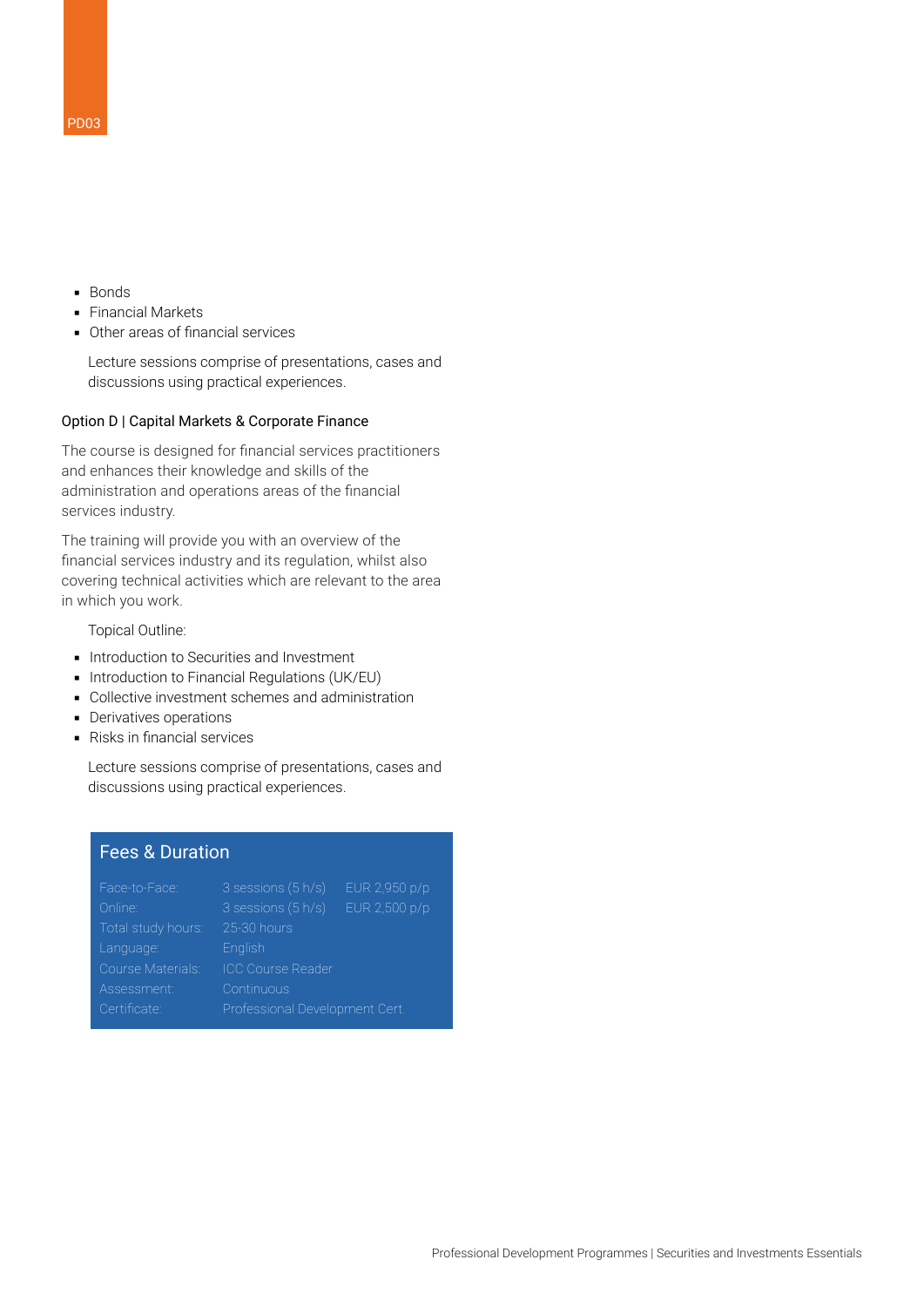- Bonds
- Financial Markets
- Other areas of financial services

Lecture sessions comprise of presentations, cases and discussions using practical experiences.

### Option D | Capital Markets & Corporate Finance

The course is designed for financial services practitioners and enhances their knowledge and skills of the administration and operations areas of the financial services industry.

The training will provide you with an overview of the financial services industry and its regulation, whilst also covering technical activities which are relevant to the area in which you work.

Topical Outline:

- Introduction to Securities and Investment
- Introduction to Financial Regulations (UK/EU)
- Collective investment schemes and administration
- Derivatives operations
- Risks in financial services

Lecture sessions comprise of presentations, cases and discussions using practical experiences.

## Fees & Duration

| | | |
|---|---|---|
| Face-to-Face: | 3 sessions (5 h/s) | EUR 2,950 p/p |
| Online: | 3 sessions (5 h/s) | EUR 2,500 p/p |
| Total study hours: | 25-30 hours | |
| Language: | English | |
| Course Materials: | ICC Course Reader | |
| Assessment: | Continuous | |
| Certificate: | Professional Development Cert. | |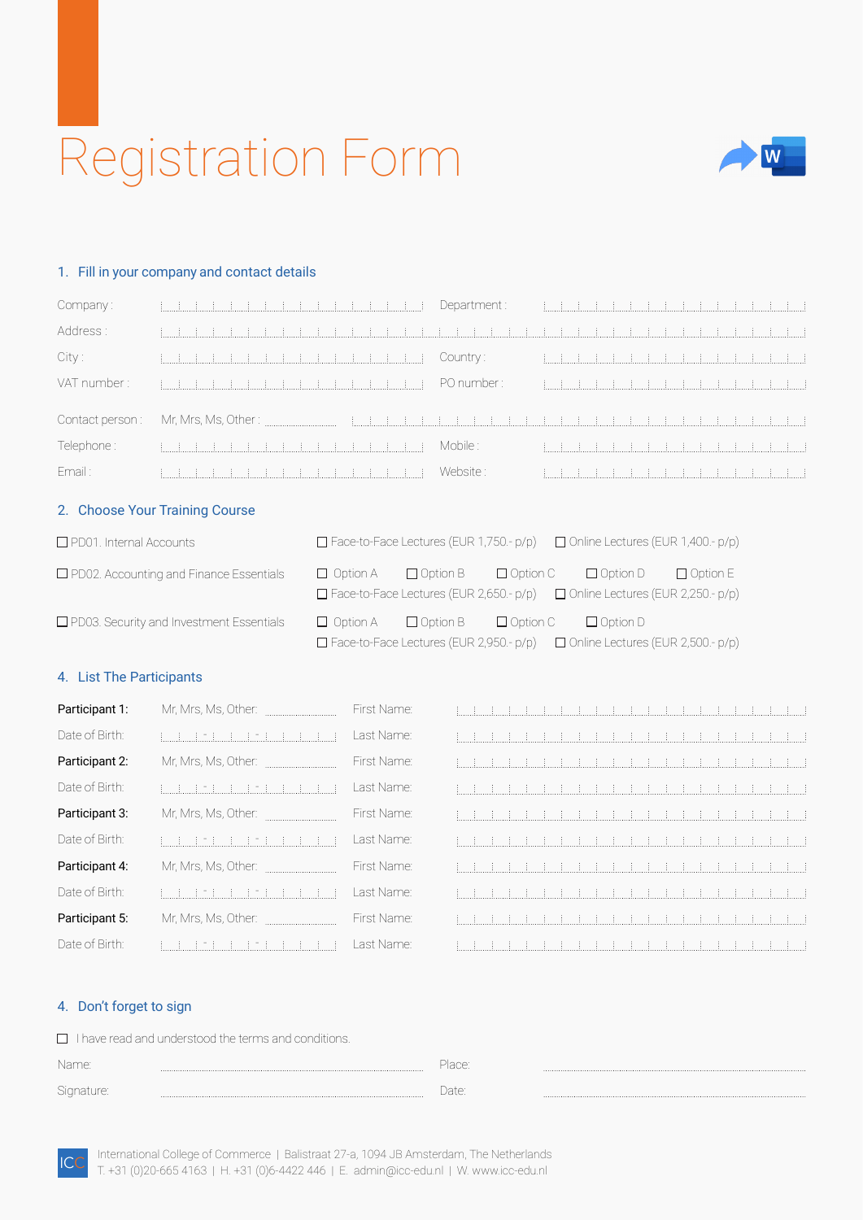# Registration Form

## 1. Fill in your company and contact details

| | | | |
|---|---|---|---|
| Company : | | Department : | |
| Address : | | | |
| City : | | Country : | |
| VAT number : | | PO number : | |
| Contact person : | Mr, Mrs, Ms, Other : | | |
| Telephone : | | Mobile : | |
| Email : | | Website : | |

## 2. Choose Your Training Course

| Course | Options |
|---|---|
| ☐ PD01. Internal Accounts | ☐ Face-to-Face Lectures (EUR 1,750.- p/p) ☐ Online Lectures (EUR 1,400.- p/p) |
| ☐ PD02. Accounting and Finance Essentials | ☐ Option A ☐ Option B ☐ Option C ☐ Option D ☐ Option E<br>☐ Face-to-Face Lectures (EUR 2,650.- p/p) ☐ Online Lectures (EUR 2,250.- p/p) |
| ☐ PD03. Security and Investment Essentials | ☐ Option A ☐ Option B ☐ Option C ☐ Option D<br>☐ Face-to-Face Lectures (EUR 2,950.- p/p) ☐ Online Lectures (EUR 2,500.- p/p) |

## 4. List The Participants

| | | | |
|---|---|---|---|
| **Participant 1:** | Mr, Mrs, Ms, Other: | First Name: | |
| Date of Birth: | - - | Last Name: | |
| **Participant 2:** | Mr, Mrs, Ms, Other: | First Name: | |
| Date of Birth: | - - | Last Name: | |
| **Participant 3:** | Mr, Mrs, Ms, Other: | First Name: | |
| Date of Birth: | - - | Last Name: | |
| **Participant 4:** | Mr, Mrs, Ms, Other: | First Name: | |
| Date of Birth: | - - | Last Name: | |
| **Participant 5:** | Mr, Mrs, Ms, Other: | First Name: | |
| Date of Birth: | - - | Last Name: | |

## 4. Don't forget to sign

☐ I have read and understood the terms and conditions.

| | | | |
|---|---|---|---|
| Name: | | Place: | |
| Signature: | | Date: | |

ICC International College of Commerce | Balistraat 27-a, 1094 JB Amsterdam, The Netherlands
T. +31 (0)20-665 4163 | H. +31 (0)6-4422 446 | E. admin@icc-edu.nl | W. www.icc-edu.nl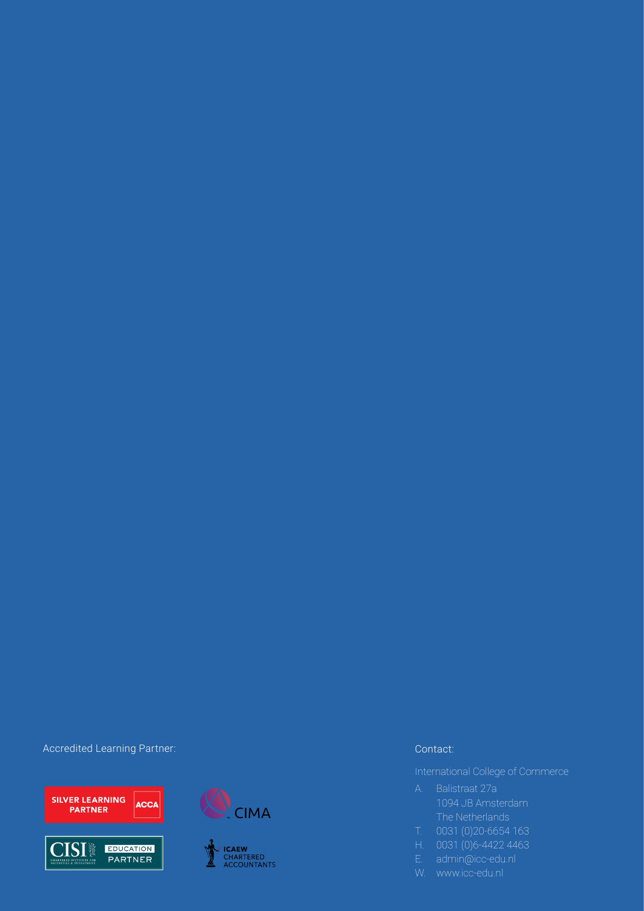Accredited Learning Partner:

SILVER LEARNING PARTNER ACCA

CIMA

CISI EDUCATION PARTNER

ICAEW CHARTERED ACCOUNTANTS

Contact:

International College of Commerce

A. Balistraat 27a
1094 JB Amsterdam
The Netherlands

T. 0031 (0)20-6654 163

H. 0031 (0)6-4422 4463

E. admin@icc-edu.nl

W. www.icc-edu.nl